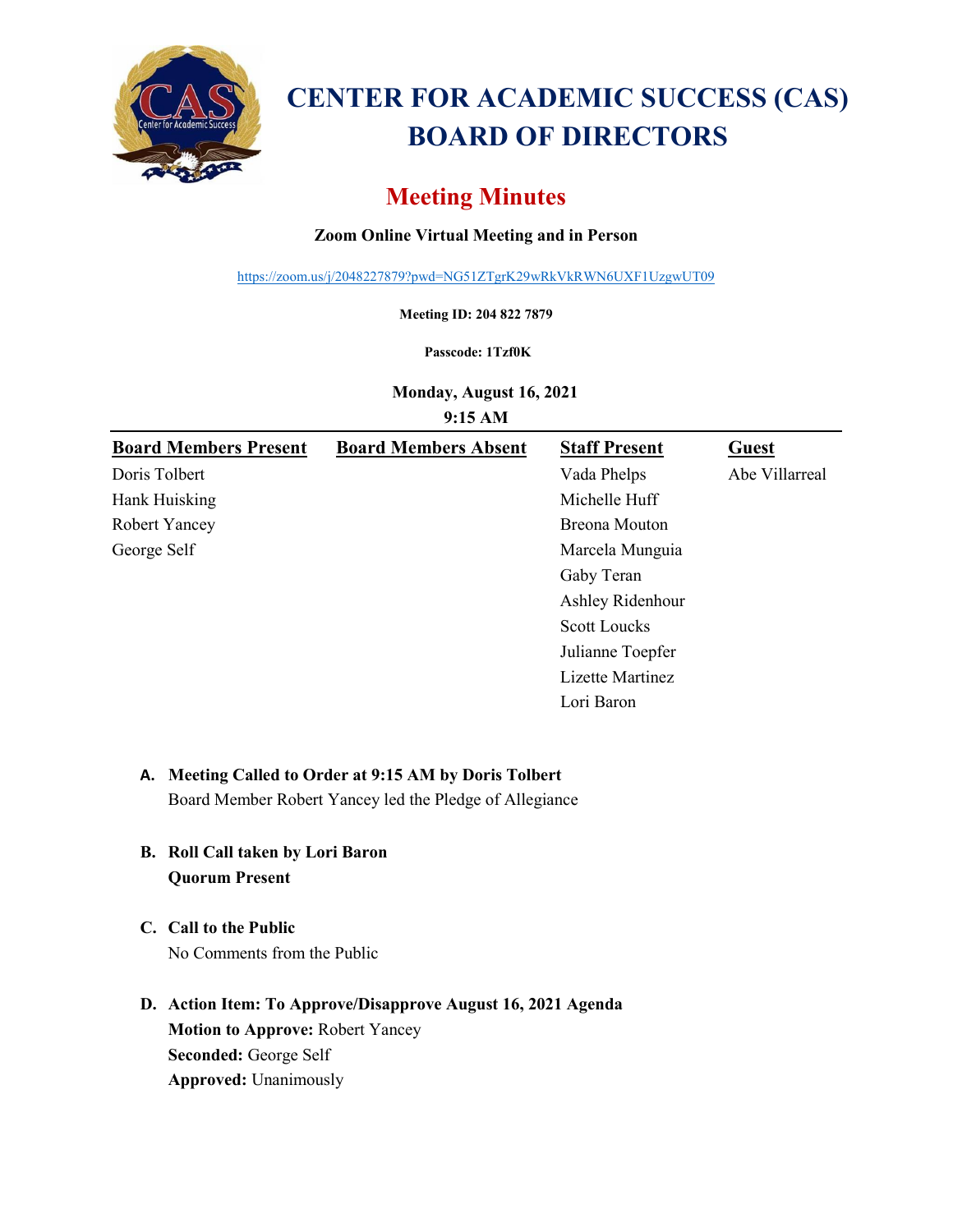# CENTER FOR ACADEMIC SUCCESS (CAS) BOARD OF DIRECTORS

## Meeting Minutes

**Zoom Online Virtual Meeting and in Person**

https://zoom.us/j/2048227879?pwd=NG51ZTgrK29wRkVkRWN6UXF1UzgwUT09

**Meeting ID: 204 822 7879**

**Passcode: 1Tzf0K**

**Monday, August 16, 2021**
**9:15 AM**

| Board Members Present | Board Members Absent | Staff Present | Guest |
|---|---|---|---|
| Doris Tolbert | | Vada Phelps | Abe Villarreal |
| Hank Huisking | | Michelle Huff | |
| Robert Yancey | | Breona Mouton | |
| George Self | | Marcela Munguia | |
| | | Gaby Teran | |
| | | Ashley Ridenhour | |
| | | Scott Loucks | |
| | | Julianne Toepfer | |
| | | Lizette Martinez | |
| | | Lori Baron | |

A. **Meeting Called to Order at 9:15 AM by Doris Tolbert**
Board Member Robert Yancey led the Pledge of Allegiance

B. **Roll Call taken by Lori Baron**
**Quorum Present**

C. **Call to the Public**
No Comments from the Public

D. **Action Item: To Approve/Disapprove August 16, 2021 Agenda**
**Motion to Approve:** Robert Yancey
**Seconded:** George Self
**Approved:** Unanimously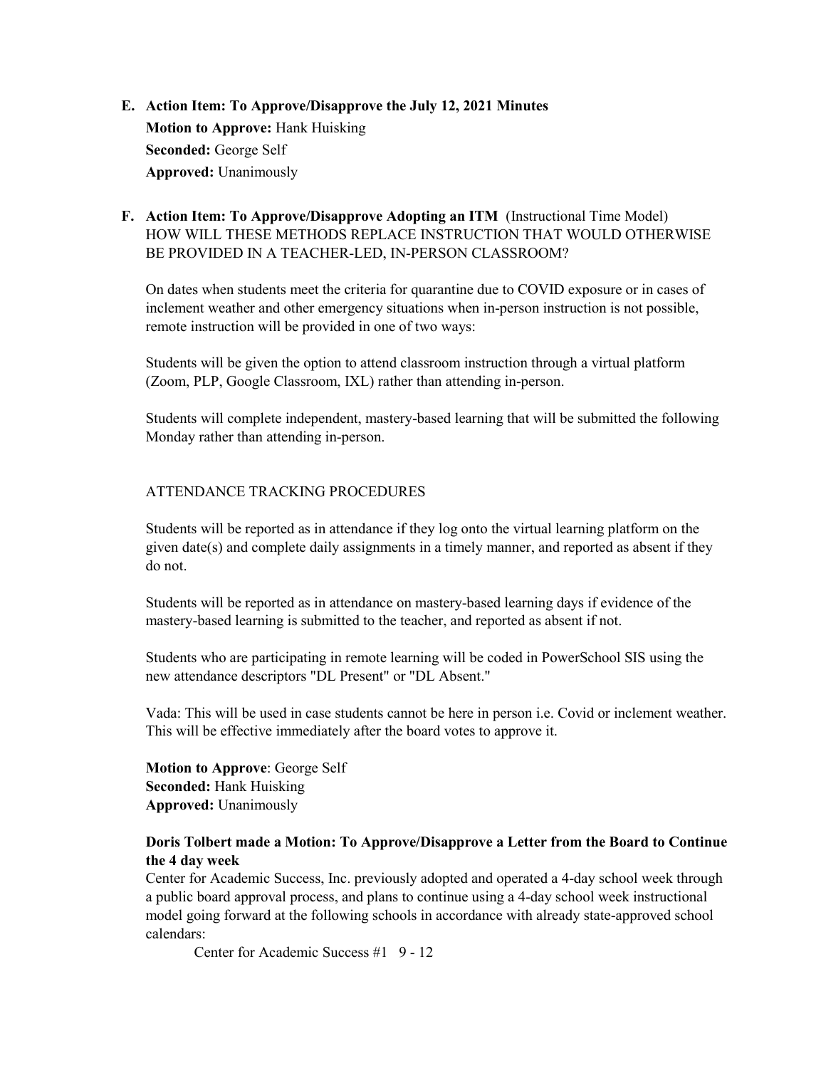**E. Action Item: To Approve/Disapprove the July 12, 2021 Minutes**

**Motion to Approve:** Hank Huisking
**Seconded:** George Self
**Approved:** Unanimously

**F. Action Item: To Approve/Disapprove Adopting an ITM** (Instructional Time Model)
HOW WILL THESE METHODS REPLACE INSTRUCTION THAT WOULD OTHERWISE BE PROVIDED IN A TEACHER-LED, IN-PERSON CLASSROOM?

On dates when students meet the criteria for quarantine due to COVID exposure or in cases of inclement weather and other emergency situations when in-person instruction is not possible, remote instruction will be provided in one of two ways:

Students will be given the option to attend classroom instruction through a virtual platform (Zoom, PLP, Google Classroom, IXL) rather than attending in-person.

Students will complete independent, mastery-based learning that will be submitted the following Monday rather than attending in-person.

ATTENDANCE TRACKING PROCEDURES

Students will be reported as in attendance if they log onto the virtual learning platform on the given date(s) and complete daily assignments in a timely manner, and reported as absent if they do not.

Students will be reported as in attendance on mastery-based learning days if evidence of the mastery-based learning is submitted to the teacher, and reported as absent if not.

Students who are participating in remote learning will be coded in PowerSchool SIS using the new attendance descriptors "DL Present" or "DL Absent."

Vada: This will be used in case students cannot be here in person i.e. Covid or inclement weather. This will be effective immediately after the board votes to approve it.

**Motion to Approve**: George Self
**Seconded:** Hank Huisking
**Approved:** Unanimously

**Doris Tolbert made a Motion: To Approve/Disapprove a Letter from the Board to Continue the 4 day week**

Center for Academic Success, Inc. previously adopted and operated a 4-day school week through a public board approval process, and plans to continue using a 4-day school week instructional model going forward at the following schools in accordance with already state-approved school calendars:

Center for Academic Success #1 9 - 12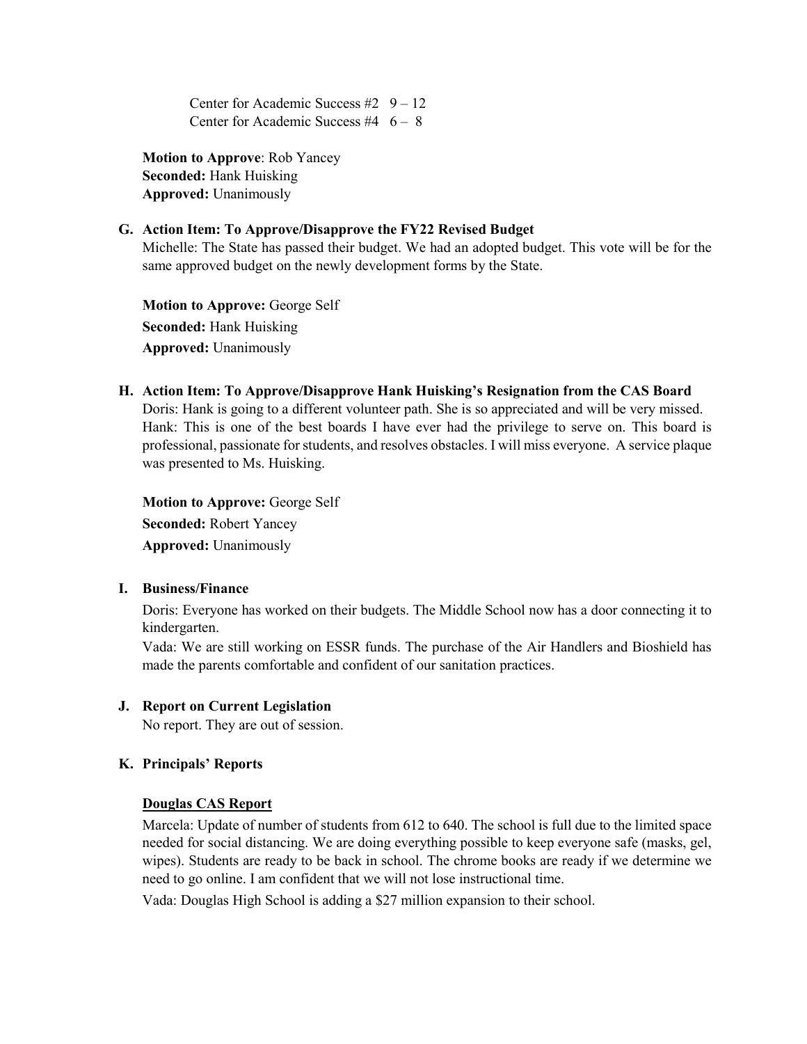Center for Academic Success #2   9 – 12
Center for Academic Success #4   6 – 8

**Motion to Approve**: Rob Yancey
**Seconded:** Hank Huisking
**Approved:** Unanimously

**G. Action Item: To Approve/Disapprove the FY22 Revised Budget**

Michelle: The State has passed their budget. We had an adopted budget. This vote will be for the same approved budget on the newly development forms by the State.

**Motion to Approve:** George Self
**Seconded:** Hank Huisking
**Approved:** Unanimously

**H. Action Item: To Approve/Disapprove Hank Huisking's Resignation from the CAS Board**

Doris: Hank is going to a different volunteer path. She is so appreciated and will be very missed. Hank: This is one of the best boards I have ever had the privilege to serve on. This board is professional, passionate for students, and resolves obstacles. I will miss everyone. A service plaque was presented to Ms. Huisking.

**Motion to Approve:** George Self
**Seconded:** Robert Yancey
**Approved:** Unanimously

**I. Business/Finance**

Doris: Everyone has worked on their budgets. The Middle School now has a door connecting it to kindergarten.

Vada: We are still working on ESSR funds. The purchase of the Air Handlers and Bioshield has made the parents comfortable and confident of our sanitation practices.

**J. Report on Current Legislation**

No report. They are out of session.

**K. Principals' Reports**

**Douglas CAS Report**

Marcela: Update of number of students from 612 to 640. The school is full due to the limited space needed for social distancing. We are doing everything possible to keep everyone safe (masks, gel, wipes). Students are ready to be back in school. The chrome books are ready if we determine we need to go online. I am confident that we will not lose instructional time.

Vada: Douglas High School is adding a $27 million expansion to their school.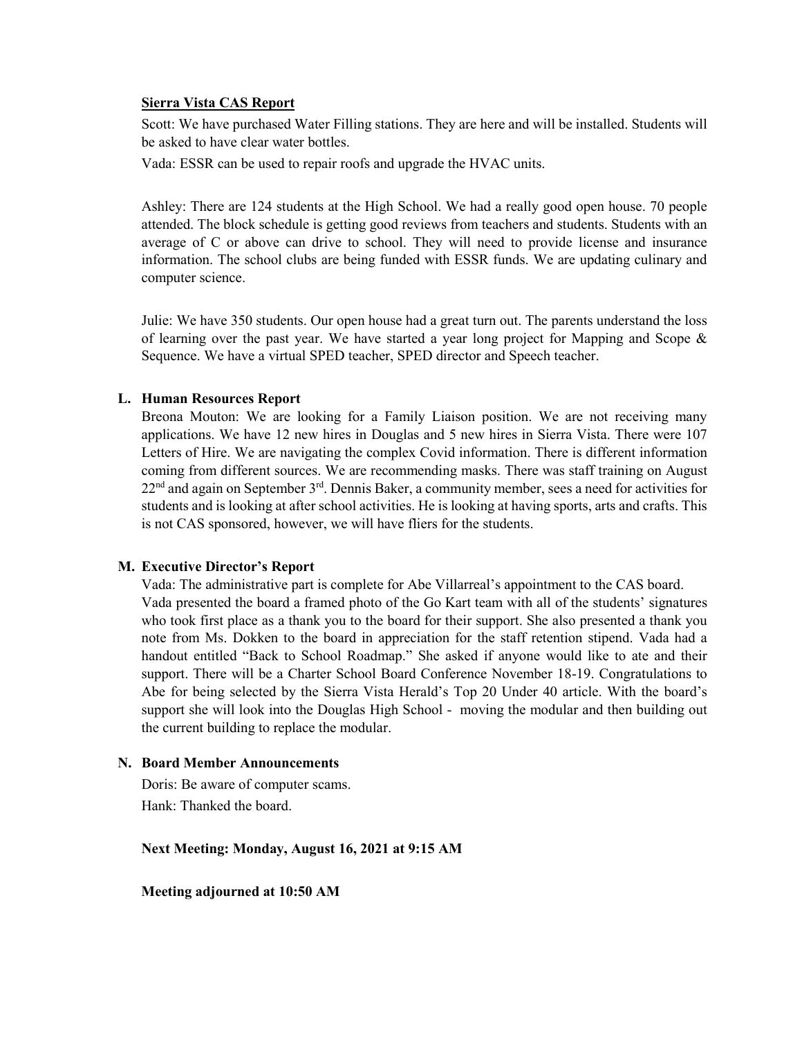**Sierra Vista CAS Report**

Scott: We have purchased Water Filling stations. They are here and will be installed. Students will be asked to have clear water bottles.

Vada: ESSR can be used to repair roofs and upgrade the HVAC units.

Ashley: There are 124 students at the High School. We had a really good open house. 70 people attended. The block schedule is getting good reviews from teachers and students. Students with an average of C or above can drive to school. They will need to provide license and insurance information. The school clubs are being funded with ESSR funds. We are updating culinary and computer science.

Julie: We have 350 students. Our open house had a great turn out. The parents understand the loss of learning over the past year. We have started a year long project for Mapping and Scope & Sequence. We have a virtual SPED teacher, SPED director and Speech teacher.

**L. Human Resources Report**

Breona Mouton: We are looking for a Family Liaison position. We are not receiving many applications. We have 12 new hires in Douglas and 5 new hires in Sierra Vista. There were 107 Letters of Hire. We are navigating the complex Covid information. There is different information coming from different sources. We are recommending masks. There was staff training on August 22nd and again on September 3rd. Dennis Baker, a community member, sees a need for activities for students and is looking at after school activities. He is looking at having sports, arts and crafts. This is not CAS sponsored, however, we will have fliers for the students.

**M. Executive Director's Report**

Vada: The administrative part is complete for Abe Villarreal's appointment to the CAS board. Vada presented the board a framed photo of the Go Kart team with all of the students' signatures who took first place as a thank you to the board for their support. She also presented a thank you note from Ms. Dokken to the board in appreciation for the staff retention stipend. Vada had a handout entitled "Back to School Roadmap." She asked if anyone would like to ate and their support. There will be a Charter School Board Conference November 18-19. Congratulations to Abe for being selected by the Sierra Vista Herald's Top 20 Under 40 article. With the board's support she will look into the Douglas High School - moving the modular and then building out the current building to replace the modular.

**N. Board Member Announcements**

Doris: Be aware of computer scams.

Hank: Thanked the board.

**Next Meeting: Monday, August 16, 2021 at 9:15 AM**

**Meeting adjourned at 10:50 AM**